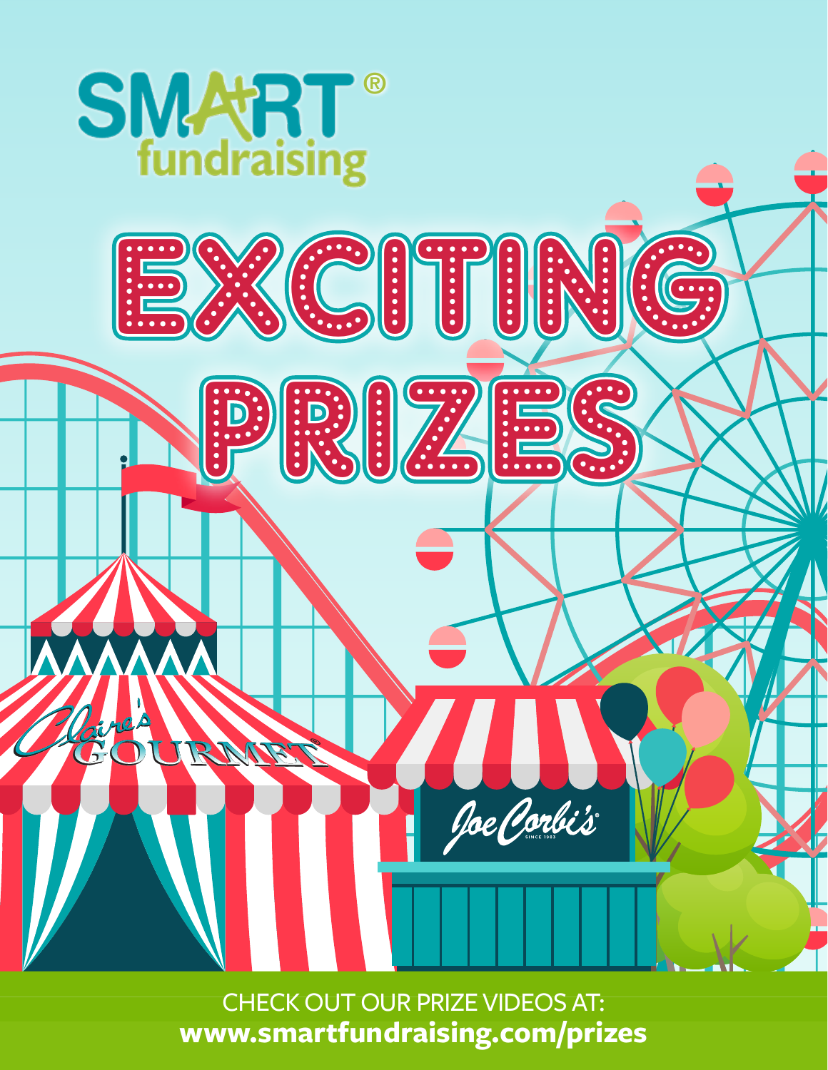SMART® fundraising

# EXCITING PRIZES

Claire's GOURMET

Joe Corbi's SINCE 1983

CHECK OUT OUR PRIZE VIDEOS AT:
**www.smartfundraising.com/prizes**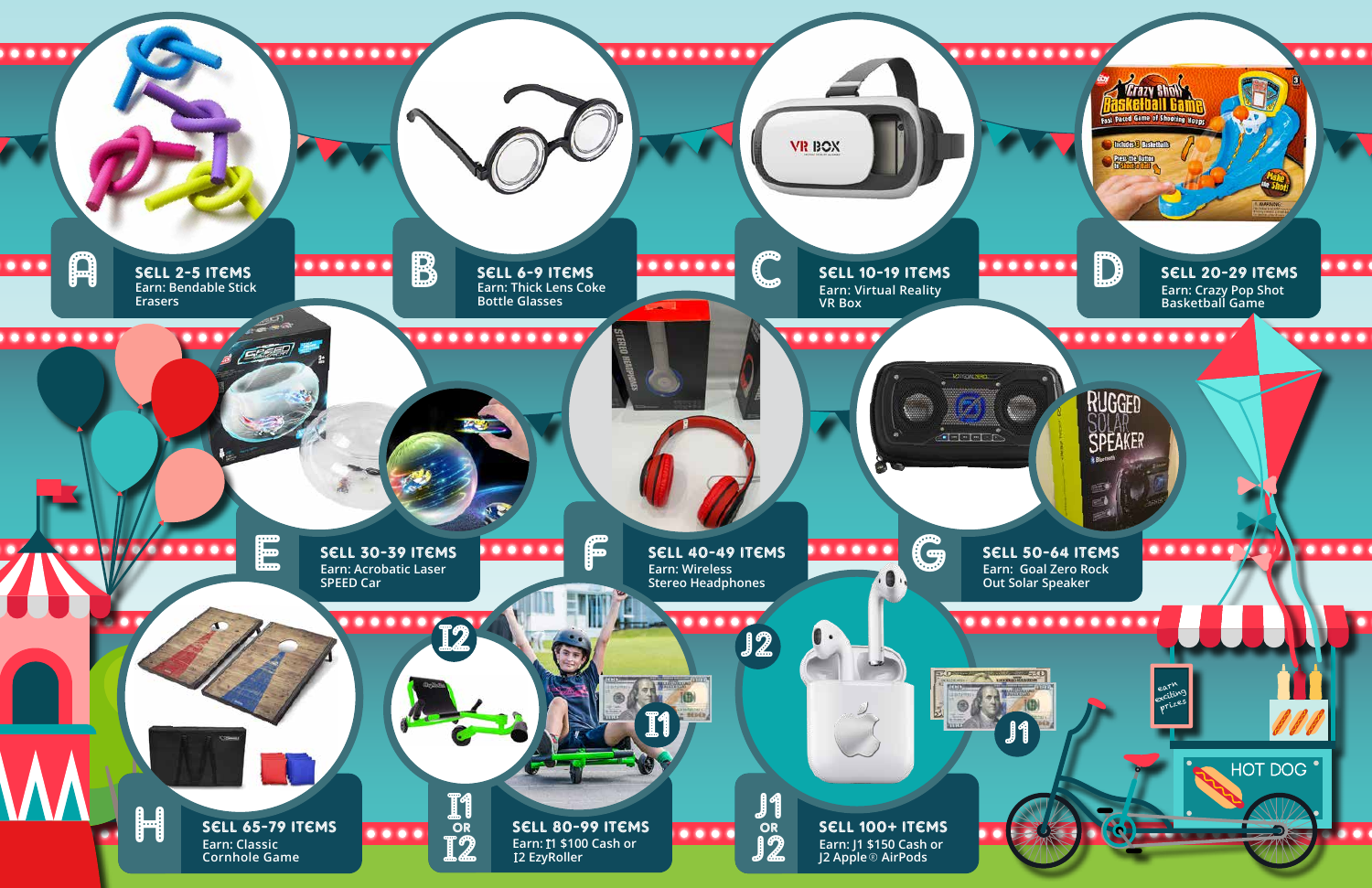**A** — SELL 2-5 ITEMS
Earn: Bendable Stick Erasers

**B** — SELL 6-9 ITEMS
Earn: Thick Lens Coke Bottle Glasses

**C** — SELL 10-19 ITEMS
Earn: Virtual Reality VR Box

**D** — SELL 20-29 ITEMS
Earn: Crazy Pop Shot Basketball Game

**E** — SELL 30-39 ITEMS
Earn: Acrobatic Laser SPEED Car

**F** — SELL 40-49 ITEMS
Earn: Wireless Stereo Headphones

**G** — SELL 50-64 ITEMS
Earn: Goal Zero Rock Out Solar Speaker

**H** — SELL 65-79 ITEMS
Earn: Classic Cornhole Game

**I1 OR I2** — SELL 80-99 ITEMS
Earn: I1 $100 Cash or I2 EzyRoller

**J1 OR J2** — SELL 100+ ITEMS
Earn: J1 $150 Cash or J2 Apple® AirPods

earn exciting prizes

HOT DOG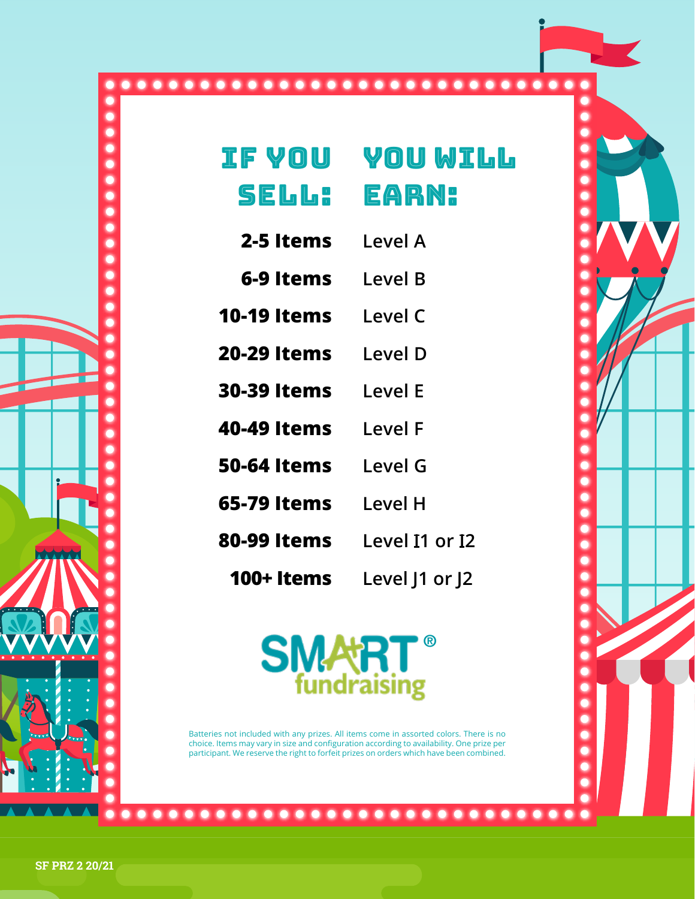| IF YOU SELL: | YOU WILL EARN: |
| --- | --- |
| **2-5 Items** | Level A |
| **6-9 Items** | Level B |
| **10-19 Items** | Level C |
| **20-29 Items** | Level D |
| **30-39 Items** | Level E |
| **40-49 Items** | Level F |
| **50-64 Items** | Level G |
| **65-79 Items** | Level H |
| **80-99 Items** | Level I1 or I2 |
| **100+ Items** | Level J1 or J2 |

SMART® fundraising

Batteries not included with any prizes. All items come in assorted colors. There is no choice. Items may vary in size and configuration according to availability. One prize per participant. We reserve the right to forfeit prizes on orders which have been combined.

SF PRZ 2 20/21